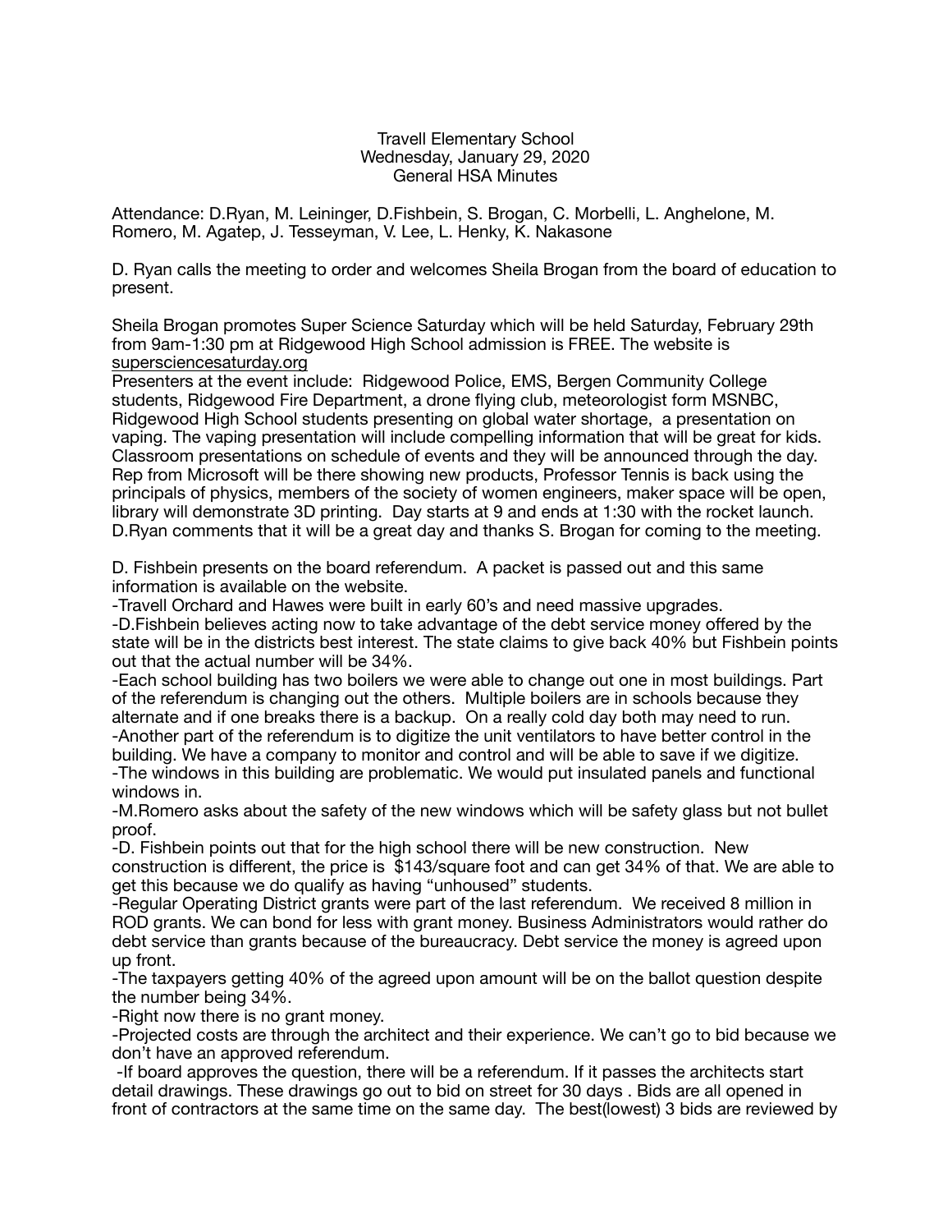Travell Elementary School
Wednesday, January 29, 2020
General HSA Minutes

Attendance: D.Ryan, M. Leininger, D.Fishbein, S. Brogan, C. Morbelli, L. Anghelone, M. Romero, M. Agatep, J. Tesseyman, V. Lee, L. Henky, K. Nakasone

D. Ryan calls the meeting to order and welcomes Sheila Brogan from the board of education to present.

Sheila Brogan promotes Super Science Saturday which will be held Saturday, February 29th from 9am-1:30 pm at Ridgewood High School admission is FREE. The website is supersciencesaturday.org
Presenters at the event include: Ridgewood Police, EMS, Bergen Community College students, Ridgewood Fire Department, a drone flying club, meteorologist form MSNBC, Ridgewood High School students presenting on global water shortage, a presentation on vaping. The vaping presentation will include compelling information that will be great for kids. Classroom presentations on schedule of events and they will be announced through the day. Rep from Microsoft will be there showing new products, Professor Tennis is back using the principals of physics, members of the society of women engineers, maker space will be open, library will demonstrate 3D printing. Day starts at 9 and ends at 1:30 with the rocket launch. D.Ryan comments that it will be a great day and thanks S. Brogan for coming to the meeting.

D. Fishbein presents on the board referendum. A packet is passed out and this same information is available on the website.
-Travell Orchard and Hawes were built in early 60's and need massive upgrades.
-D.Fishbein believes acting now to take advantage of the debt service money offered by the state will be in the districts best interest. The state claims to give back 40% but Fishbein points out that the actual number will be 34%.
-Each school building has two boilers we were able to change out one in most buildings. Part of the referendum is changing out the others. Multiple boilers are in schools because they alternate and if one breaks there is a backup. On a really cold day both may need to run.
-Another part of the referendum is to digitize the unit ventilators to have better control in the building. We have a company to monitor and control and will be able to save if we digitize.
-The windows in this building are problematic. We would put insulated panels and functional windows in.
-M.Romero asks about the safety of the new windows which will be safety glass but not bullet proof.
-D. Fishbein points out that for the high school there will be new construction. New construction is different, the price is $143/square foot and can get 34% of that. We are able to get this because we do qualify as having "unhoused" students.
-Regular Operating District grants were part of the last referendum. We received 8 million in ROD grants. We can bond for less with grant money. Business Administrators would rather do debt service than grants because of the bureaucracy. Debt service the money is agreed upon up front.
-The taxpayers getting 40% of the agreed upon amount will be on the ballot question despite the number being 34%.
-Right now there is no grant money.
-Projected costs are through the architect and their experience. We can't go to bid because we don't have an approved referendum.
-If board approves the question, there will be a referendum. If it passes the architects start detail drawings. These drawings go out to bid on street for 30 days . Bids are all opened in front of contractors at the same time on the same day. The best(lowest) 3 bids are reviewed by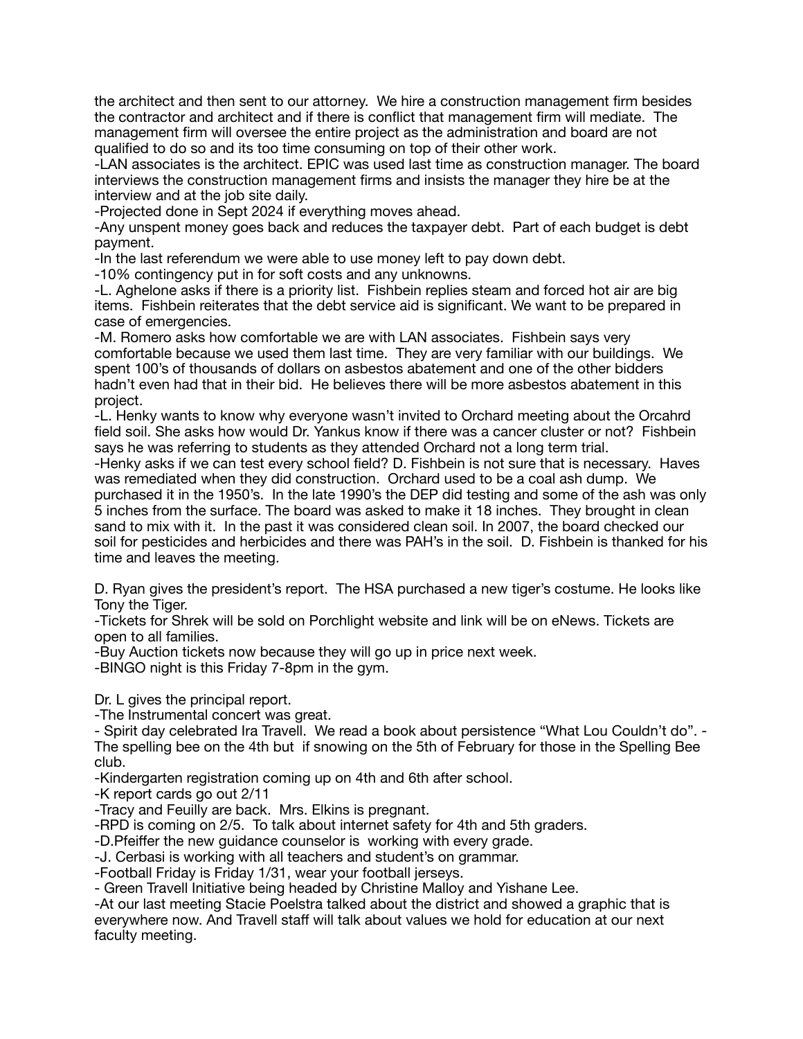the architect and then sent to our attorney. We hire a construction management firm besides the contractor and architect and if there is conflict that management firm will mediate. The management firm will oversee the entire project as the administration and board are not qualified to do so and its too time consuming on top of their other work.

-LAN associates is the architect. EPIC was used last time as construction manager. The board interviews the construction management firms and insists the manager they hire be at the interview and at the job site daily.

-Projected done in Sept 2024 if everything moves ahead.

-Any unspent money goes back and reduces the taxpayer debt. Part of each budget is debt payment.

-In the last referendum we were able to use money left to pay down debt.

-10% contingency put in for soft costs and any unknowns.

-L. Aghelone asks if there is a priority list. Fishbein replies steam and forced hot air are big items. Fishbein reiterates that the debt service aid is significant. We want to be prepared in case of emergencies.

-M. Romero asks how comfortable we are with LAN associates. Fishbein says very comfortable because we used them last time. They are very familiar with our buildings. We spent 100's of thousands of dollars on asbestos abatement and one of the other bidders hadn't even had that in their bid. He believes there will be more asbestos abatement in this project.

-L. Henky wants to know why everyone wasn't invited to Orchard meeting about the Orcahrd field soil. She asks how would Dr. Yankus know if there was a cancer cluster or not? Fishbein says he was referring to students as they attended Orchard not a long term trial.

-Henky asks if we can test every school field? D. Fishbein is not sure that is necessary. Haves was remediated when they did construction. Orchard used to be a coal ash dump. We purchased it in the 1950's. In the late 1990's the DEP did testing and some of the ash was only 5 inches from the surface. The board was asked to make it 18 inches. They brought in clean sand to mix with it. In the past it was considered clean soil. In 2007, the board checked our soil for pesticides and herbicides and there was PAH's in the soil. D. Fishbein is thanked for his time and leaves the meeting.

D. Ryan gives the president's report. The HSA purchased a new tiger's costume. He looks like Tony the Tiger.

-Tickets for Shrek will be sold on Porchlight website and link will be on eNews. Tickets are open to all families.

-Buy Auction tickets now because they will go up in price next week.

-BINGO night is this Friday 7-8pm in the gym.

Dr. L gives the principal report.

-The Instrumental concert was great.

- Spirit day celebrated Ira Travell. We read a book about persistence "What Lou Couldn't do". - The spelling bee on the 4th but if snowing on the 5th of February for those in the Spelling Bee club.

-Kindergarten registration coming up on 4th and 6th after school.

-K report cards go out 2/11

-Tracy and Feuilly are back. Mrs. Elkins is pregnant.

-RPD is coming on 2/5. To talk about internet safety for 4th and 5th graders.

-D.Pfeiffer the new guidance counselor is working with every grade.

-J. Cerbasi is working with all teachers and student's on grammar.

-Football Friday is Friday 1/31, wear your football jerseys.

- Green Travell Initiative being headed by Christine Malloy and Yishane Lee.

-At our last meeting Stacie Poelstra talked about the district and showed a graphic that is everywhere now. And Travell staff will talk about values we hold for education at our next faculty meeting.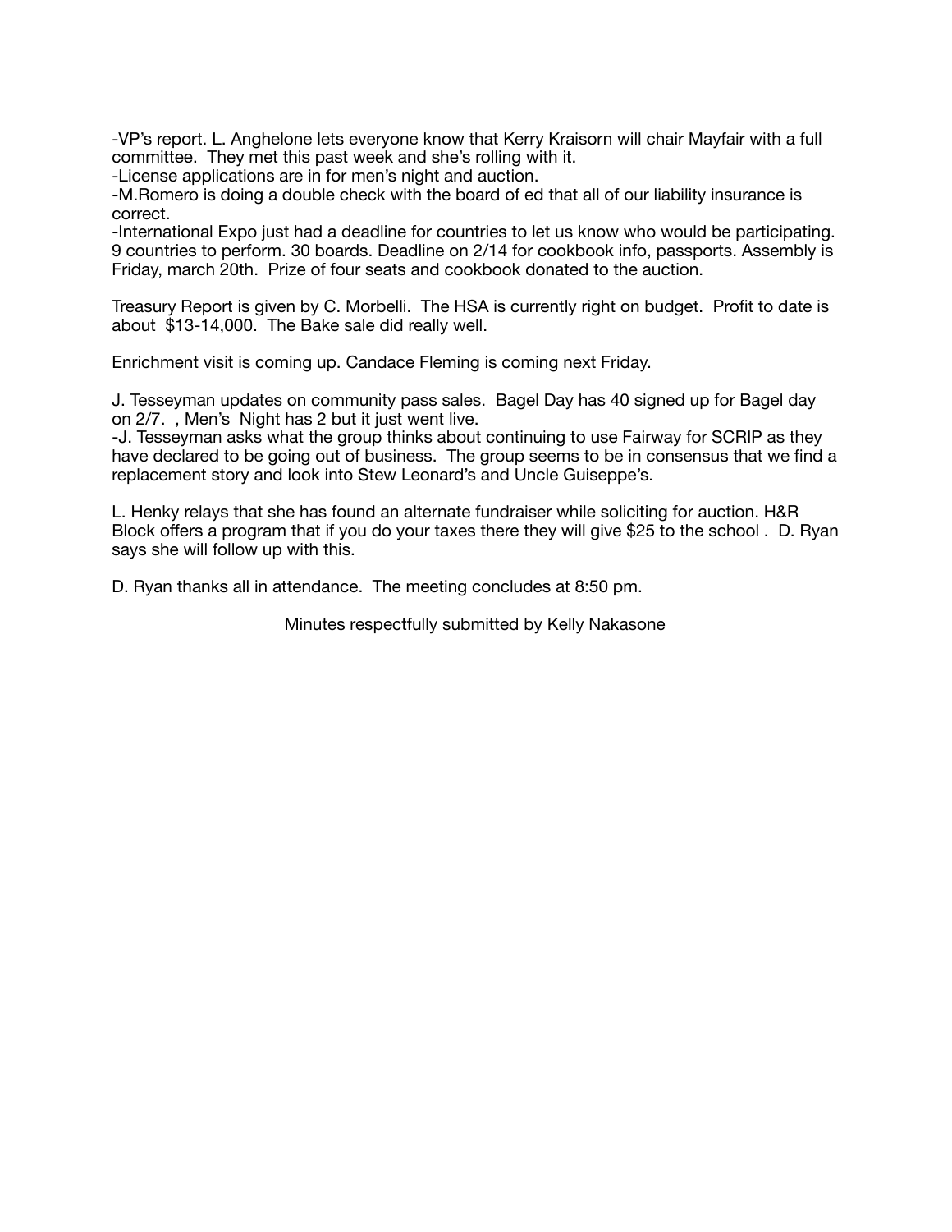-VP's report. L. Anghelone lets everyone know that Kerry Kraisorn will chair Mayfair with a full committee. They met this past week and she's rolling with it.

-License applications are in for men's night and auction.

-M.Romero is doing a double check with the board of ed that all of our liability insurance is correct.

-International Expo just had a deadline for countries to let us know who would be participating. 9 countries to perform. 30 boards. Deadline on 2/14 for cookbook info, passports. Assembly is Friday, march 20th. Prize of four seats and cookbook donated to the auction.

Treasury Report is given by C. Morbelli. The HSA is currently right on budget. Profit to date is about $13-14,000. The Bake sale did really well.

Enrichment visit is coming up. Candace Fleming is coming next Friday.

J. Tesseyman updates on community pass sales. Bagel Day has 40 signed up for Bagel day on 2/7. , Men's Night has 2 but it just went live.

-J. Tesseyman asks what the group thinks about continuing to use Fairway for SCRIP as they have declared to be going out of business. The group seems to be in consensus that we find a replacement story and look into Stew Leonard's and Uncle Guiseppe's.

L. Henky relays that she has found an alternate fundraiser while soliciting for auction. H&R Block offers a program that if you do your taxes there they will give $25 to the school . D. Ryan says she will follow up with this.

D. Ryan thanks all in attendance. The meeting concludes at 8:50 pm.

Minutes respectfully submitted by Kelly Nakasone